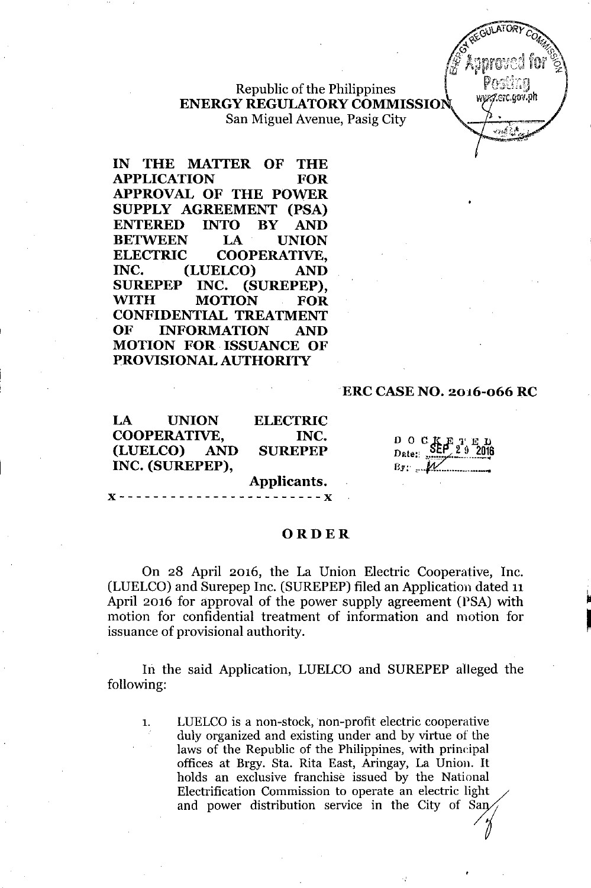Republic of the Philippines
**ENERGY REGULATORY COMMISSION**
San Miguel Avenue, Pasig City

**IN THE MATTER OF THE APPLICATION FOR APPROVAL OF THE POWER SUPPLY AGREEMENT (PSA) ENTERED INTO BY AND BETWEEN LA UNION ELECTRIC COOPERATIVE, INC. (LUELCO) AND SUREPEP INC. (SUREPEP), WITH MOTION FOR CONFIDENTIAL TREATMENT OF INFORMATION AND MOTION FOR ISSUANCE OF PROVISIONAL AUTHORITY**

**ERC CASE NO. 2016-066 RC**

**LA UNION ELECTRIC COOPERATIVE, INC. (LUELCO) AND SUREPEP INC. (SUREPEP),**
**Applicants.**
x - - - - - - - - - - - - - - - - - - - - - - - - x

DOCKETED
Date: SEP 29 2016

# ORDER

On 28 April 2016, the La Union Electric Cooperative, Inc. (LUELCO) and Surepep Inc. (SUREPEP) filed an Application dated 11 April 2016 for approval of the power supply agreement (PSA) with motion for confidential treatment of information and motion for issuance of provisional authority.

In the said Application, LUELCO and SUREPEP alleged the following:

1. LUELCO is a non-stock, non-profit electric cooperative duly organized and existing under and by virtue of the laws of the Republic of the Philippines, with principal offices at Brgy. Sta. Rita East, Aringay, La Union. It holds an exclusive franchise issued by the National Electrification Commission to operate an electric light and power distribution service in the City of San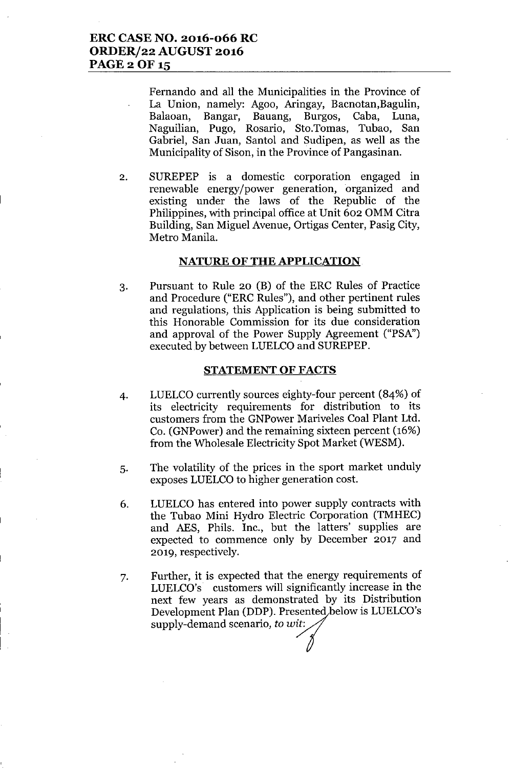Fernando and all the Municipalities in the Province of La Union, namely: Agoo, Aringay, Bacnotan,Bagulin, Balaoan, Bangar, Bauang, Burgos, Caba, Luna, Naguilian, Pugo, Rosario, Sto.Tomas, Tubao, San Gabriel, San Juan, Santol and Sudipen, as well as the Municipality of Sison, in the Province of Pangasinan.

2. SUREPEP is a domestic corporation engaged in renewable energy/power generation, organized and existing under the laws of the Republic of the Philippines, with principal office at Unit 602 OMM Citra Building, San Miguel Avenue, Ortigas Center, Pasig City, Metro Manila.

## NATURE OF THE APPLICATION

3. Pursuant to Rule 20 (B) of the ERC Rules of Practice and Procedure ("ERC Rules"), and other pertinent rules and regulations, this Application is being submitted to this Honorable Commission for its due consideration and approval of the Power Supply Agreement ("PSA") executed by between LUELCO and SUREPEP.

## STATEMENT OF FACTS

4. LUELCO currently sources eighty-four percent (84%) of its electricity requirements for distribution to its customers from the GNPower Mariveles Coal Plant Ltd. Co. (GNPower) and the remaining sixteen percent (16%) from the Wholesale Electricity Spot Market (WESM).

5. The volatility of the prices in the sport market unduly exposes LUELCO to higher generation cost.

6. LUELCO has entered into power supply contracts with the Tubao Mini Hydro Electric Corporation (TMHEC) and AES, Phils. Inc., but the latters' supplies are expected to commence only by December 2017 and 2019, respectively.

7. Further, it is expected that the energy requirements of LUELCO's customers will significantly increase in the next few years as demonstrated by its Distribution Development Plan (DDP). Presented below is LUELCO's supply-demand scenario, *to wit:*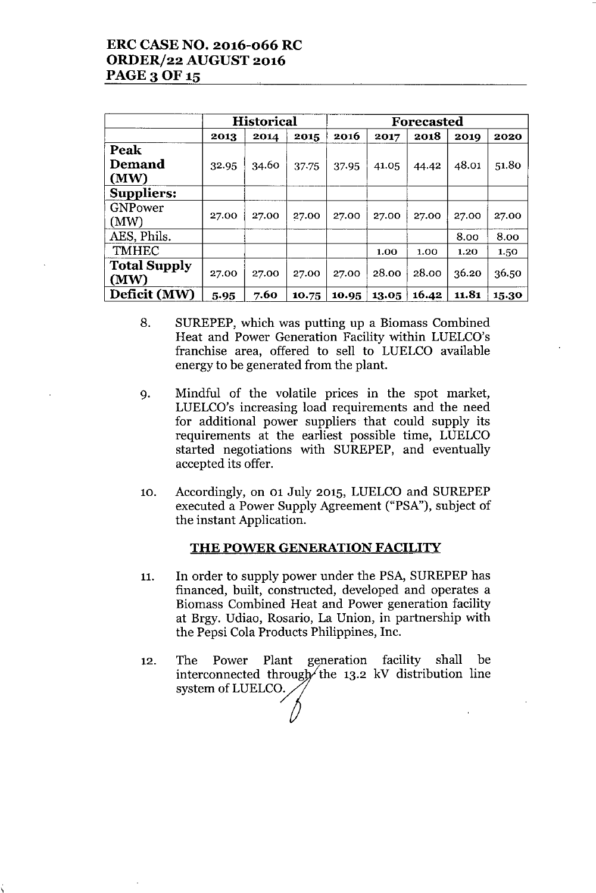| | Historical | | | Forecasted | | | | |
|---|---|---|---|---|---|---|---|---|
| | 2013 | 2014 | 2015 | 2016 | 2017 | 2018 | 2019 | 2020 |
| **Peak Demand (MW)** | 32.95 | 34.60 | 37.75 | 37.95 | 41.05 | 44.42 | 48.01 | 51.80 |
| **Suppliers:** | | | | | | | | |
| GNPower (MW) | 27.00 | 27.00 | 27.00 | 27.00 | 27.00 | 27.00 | 27.00 | 27.00 |
| AES, Phils. | | | | | | | 8.00 | 8.00 |
| TMHEC | | | | | 1.00 | 1.00 | 1.20 | 1.50 |
| **Total Supply (MW)** | 27.00 | 27.00 | 27.00 | 27.00 | 28.00 | 28.00 | 36.20 | 36.50 |
| **Deficit (MW)** | 5.95 | 7.60 | 10.75 | 10.95 | 13.05 | 16.42 | 11.81 | 15.30 |

8. SUREPEP, which was putting up a Biomass Combined Heat and Power Generation Facility within LUELCO's franchise area, offered to sell to LUELCO available energy to be generated from the plant.

9. Mindful of the volatile prices in the spot market, LUELCO's increasing load requirements and the need for additional power suppliers that could supply its requirements at the earliest possible time, LUELCO started negotiations with SUREPEP, and eventually accepted its offer.

10. Accordingly, on 01 July 2015, LUELCO and SUREPEP executed a Power Supply Agreement ("PSA"), subject of the instant Application.

## THE POWER GENERATION FACILITY

11. In order to supply power under the PSA, SUREPEP has financed, built, constructed, developed and operates a Biomass Combined Heat and Power generation facility at Brgy. Udiao, Rosario, La Union, in partnership with the Pepsi Cola Products Philippines, Inc.

12. The Power Plant generation facility shall be interconnected through the 13.2 kV distribution line system of LUELCO.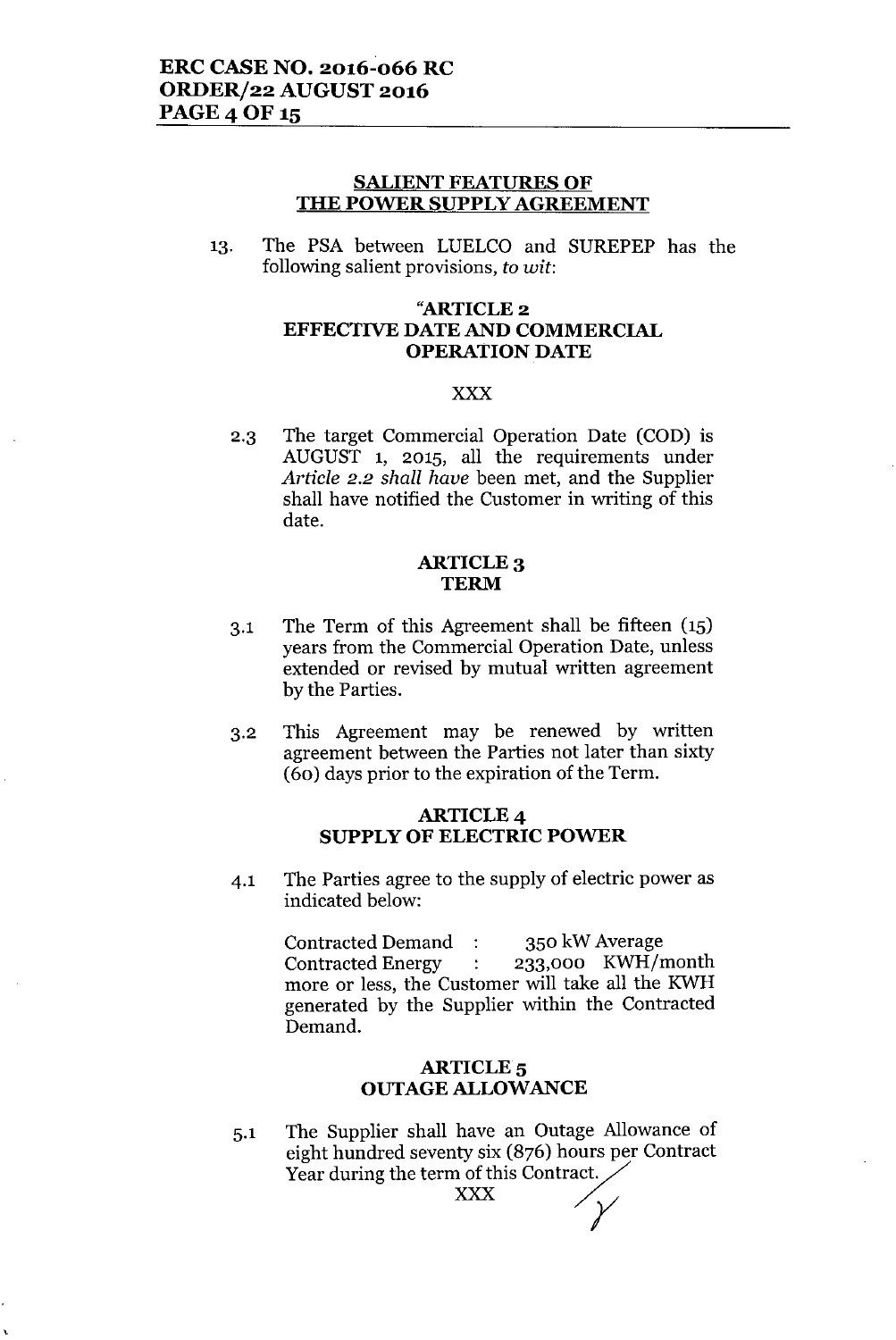## SALIENT FEATURES OF THE POWER SUPPLY AGREEMENT

13. The PSA between LUELCO and SUREPEP has the following salient provisions, *to wit*:

### "ARTICLE 2
### EFFECTIVE DATE AND COMMERCIAL OPERATION DATE

XXX

2.3 The target Commercial Operation Date (COD) is AUGUST 1, 2015, all the requirements under *Article 2.2 shall have* been met, and the Supplier shall have notified the Customer in writing of this date.

### ARTICLE 3
### TERM

3.1 The Term of this Agreement shall be fifteen (15) years from the Commercial Operation Date, unless extended or revised by mutual written agreement by the Parties.

3.2 This Agreement may be renewed by written agreement between the Parties not later than sixty (60) days prior to the expiration of the Term.

### ARTICLE 4
### SUPPLY OF ELECTRIC POWER

4.1 The Parties agree to the supply of electric power as indicated below:

Contracted Demand : 350 kW Average
Contracted Energy : 233,000 KWH/month
more or less, the Customer will take all the KWH generated by the Supplier within the Contracted Demand.

### ARTICLE 5
### OUTAGE ALLOWANCE

5.1 The Supplier shall have an Outage Allowance of eight hundred seventy six (876) hours per Contract Year during the term of this Contract.

XXX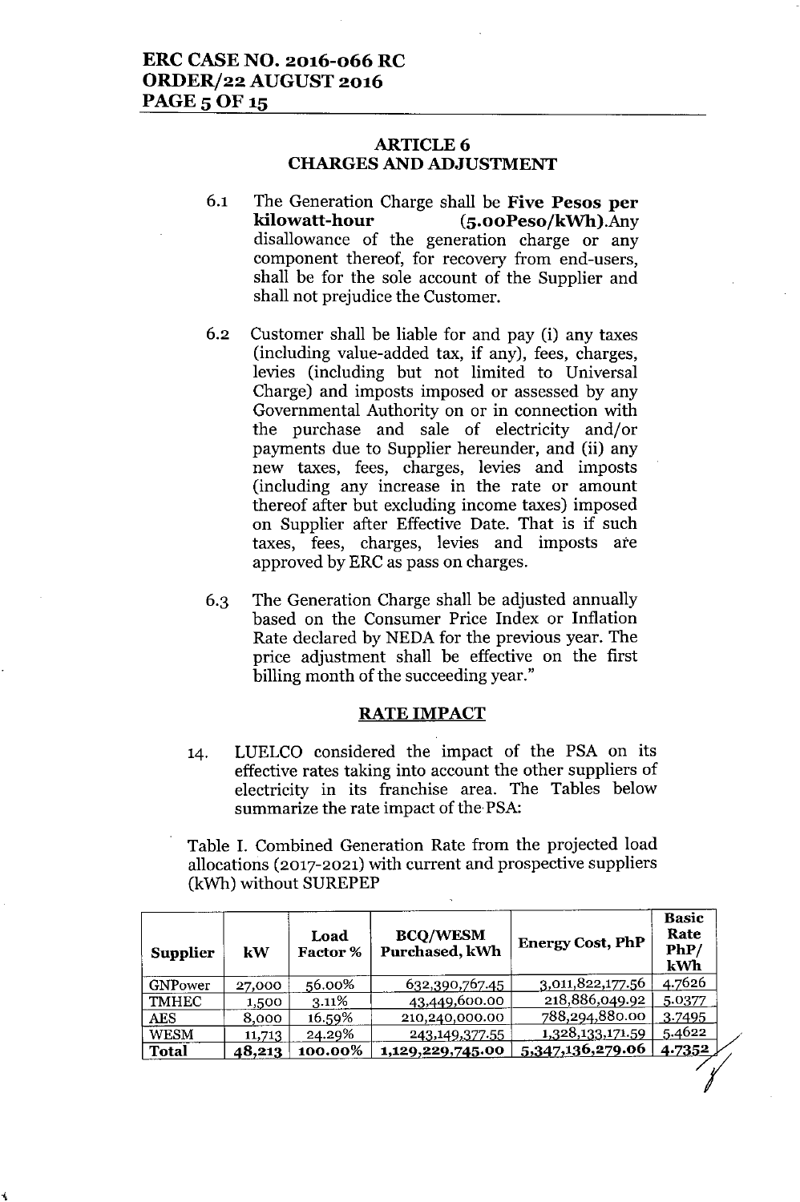## ARTICLE 6
## CHARGES AND ADJUSTMENT

6.1 The Generation Charge shall be **Five Pesos per kilowatt-hour (5.00Peso/kWh)**.Any disallowance of the generation charge or any component thereof, for recovery from end-users, shall be for the sole account of the Supplier and shall not prejudice the Customer.

6.2 Customer shall be liable for and pay (i) any taxes (including value-added tax, if any), fees, charges, levies (including but not limited to Universal Charge) and imposts imposed or assessed by any Governmental Authority on or in connection with the purchase and sale of electricity and/or payments due to Supplier hereunder, and (ii) any new taxes, fees, charges, levies and imposts (including any increase in the rate or amount thereof after but excluding income taxes) imposed on Supplier after Effective Date. That is if such taxes, fees, charges, levies and imposts are approved by ERC as pass on charges.

6.3 The Generation Charge shall be adjusted annually based on the Consumer Price Index or Inflation Rate declared by NEDA for the previous year. The price adjustment shall be effective on the first billing month of the succeeding year."

## RATE IMPACT

14. LUELCO considered the impact of the PSA on its effective rates taking into account the other suppliers of electricity in its franchise area. The Tables below summarize the rate impact of the PSA:

Table I. Combined Generation Rate from the projected load allocations (2017-2021) with current and prospective suppliers (kWh) without SUREPEP

| Supplier | kW | Load Factor % | BCQ/WESM Purchased, kWh | Energy Cost, PhP | Basic Rate PhP/ kWh |
|---|---|---|---|---|---|
| GNPower | 27,000 | 56.00% | 632,390,767.45 | 3,011,822,177.56 | 4.7626 |
| TMHEC | 1,500 | 3.11% | 43,449,600.00 | 218,886,049.92 | 5.0377 |
| AES | 8,000 | 16.59% | 210,240,000.00 | 788,294,880.00 | 3.7495 |
| WESM | 11,713 | 24.29% | 243,149,377.55 | 1,328,133,171.59 | 5.4622 |
| **Total** | **48,213** | **100.00%** | **1,129,229,745.00** | **5,347,136,279.06** | **4.7352** |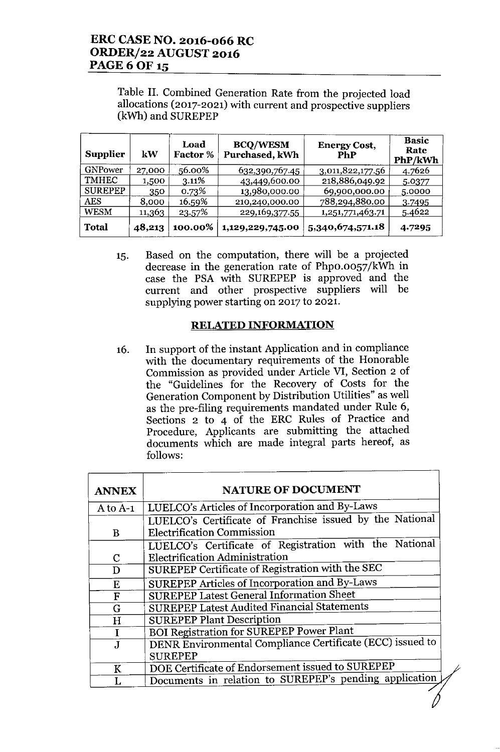Table II. Combined Generation Rate from the projected load allocations (2017-2021) with current and prospective suppliers (kWh) and SUREPEP

| Supplier | kW | Load Factor % | BCQ/WESM Purchased, kWh | Energy Cost, PhP | Basic Rate PhP/kWh |
|---|---|---|---|---|---|
| GNPower | 27,000 | 56.00% | 632,390,767.45 | 3,011,822,177.56 | 4.7626 |
| TMHEC | 1,500 | 3.11% | 43,449,600.00 | 218,886,049.92 | 5.0377 |
| SUREPEP | 350 | 0.73% | 13,980,000.00 | 69,900,000.00 | 5.0000 |
| AES | 8,000 | 16.59% | 210,240,000.00 | 788,294,880.00 | 3.7495 |
| WESM | 11,363 | 23.57% | 229,169,377.55 | 1,251,771,463.71 | 5.4622 |
| **Total** | **48,213** | **100.00%** | **1,129,229,745.00** | **5,340,674,571.18** | **4.7295** |

15. Based on the computation, there will be a projected decrease in the generation rate of Php0.0057/kWh in case the PSA with SUREPEP is approved and the current and other prospective suppliers will be supplying power starting on 2017 to 2021.

## RELATED INFORMATION

16. In support of the instant Application and in compliance with the documentary requirements of the Honorable Commission as provided under Article VI, Section 2 of the "Guidelines for the Recovery of Costs for the Generation Component by Distribution Utilities" as well as the pre-filing requirements mandated under Rule 6, Sections 2 to 4 of the ERC Rules of Practice and Procedure, Applicants are submitting the attached documents which are made integral parts hereof, as follows:

| ANNEX | NATURE OF DOCUMENT |
|---|---|
| A to A-1 | LUELCO's Articles of Incorporation and By-Laws |
| B | LUELCO's Certificate of Franchise issued by the National Electrification Commission |
| C | LUELCO's Certificate of Registration with the National Electrification Administration |
| D | SUREPEP Certificate of Registration with the SEC |
| E | SUREPEP Articles of Incorporation and By-Laws |
| F | SUREPEP Latest General Information Sheet |
| G | SUREPEP Latest Audited Financial Statements |
| H | SUREPEP Plant Description |
| I | BOI Registration for SUREPEP Power Plant |
| J | DENR Environmental Compliance Certificate (ECC) issued to SUREPEP |
| K | DOE Certificate of Endorsement issued to SUREPEP |
| L | Documents in relation to SUREPEP's pending application |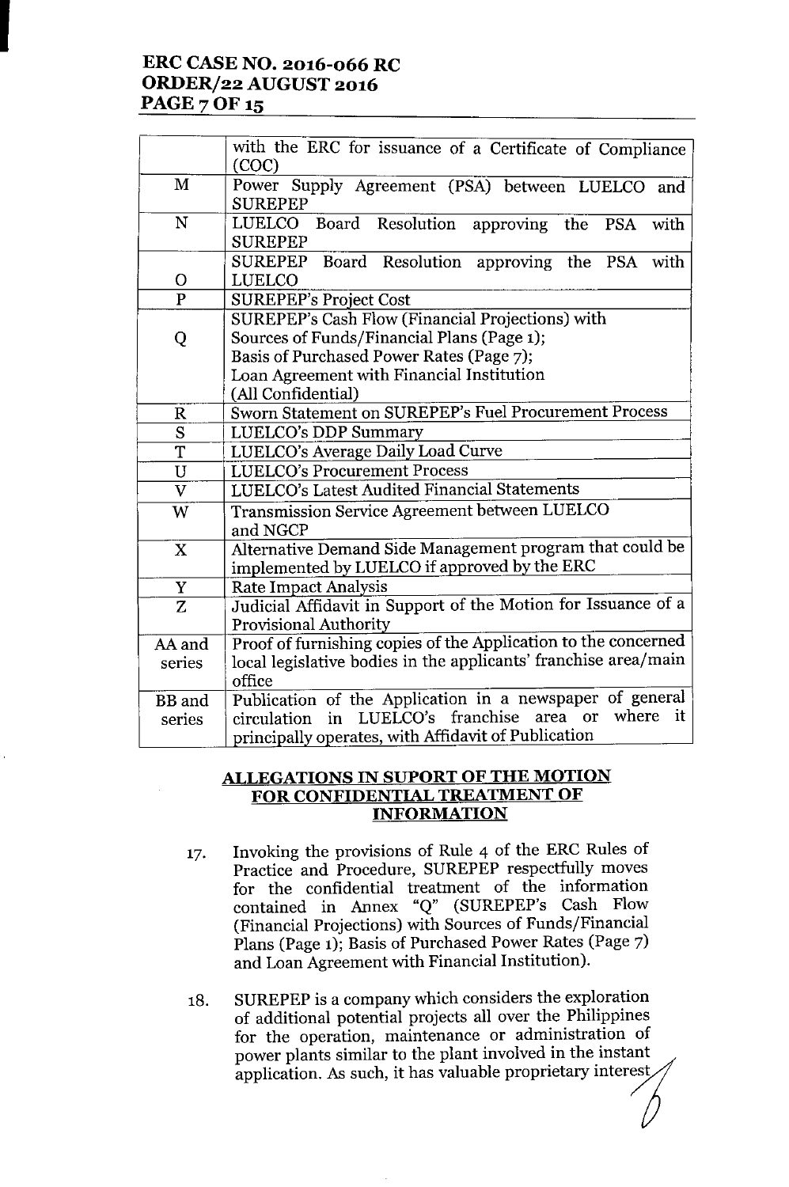| | |
|---|---|
| | with the ERC for issuance of a Certificate of Compliance (COC) |
| M | Power Supply Agreement (PSA) between LUELCO and SUREPEP |
| N | LUELCO Board Resolution approving the PSA with SUREPEP |
| O | SUREPEP Board Resolution approving the PSA with LUELCO |
| P | SUREPEP's Project Cost |
| Q | SUREPEP's Cash Flow (Financial Projections) with Sources of Funds/Financial Plans (Page 1); Basis of Purchased Power Rates (Page 7); Loan Agreement with Financial Institution (All Confidential) |
| R | Sworn Statement on SUREPEP's Fuel Procurement Process |
| S | LUELCO's DDP Summary |
| T | LUELCO's Average Daily Load Curve |
| U | LUELCO's Procurement Process |
| V | LUELCO's Latest Audited Financial Statements |
| W | Transmission Service Agreement between LUELCO and NGCP |
| X | Alternative Demand Side Management program that could be implemented by LUELCO if approved by the ERC |
| Y | Rate Impact Analysis |
| Z | Judicial Affidavit in Support of the Motion for Issuance of a Provisional Authority |
| AA and series | Proof of furnishing copies of the Application to the concerned local legislative bodies in the applicants' franchise area/main office |
| BB and series | Publication of the Application in a newspaper of general circulation in LUELCO's franchise area or where it principally operates, with Affidavit of Publication |

## ALLEGATIONS IN SUPORT OF THE MOTION FOR CONFIDENTIAL TREATMENT OF INFORMATION

17. Invoking the provisions of Rule 4 of the ERC Rules of Practice and Procedure, SUREPEP respectfully moves for the confidential treatment of the information contained in Annex "Q" (SUREPEP's Cash Flow (Financial Projections) with Sources of Funds/Financial Plans (Page 1); Basis of Purchased Power Rates (Page 7) and Loan Agreement with Financial Institution).

18. SUREPEP is a company which considers the exploration of additional potential projects all over the Philippines for the operation, maintenance or administration of power plants similar to the plant involved in the instant application. As such, it has valuable proprietary interest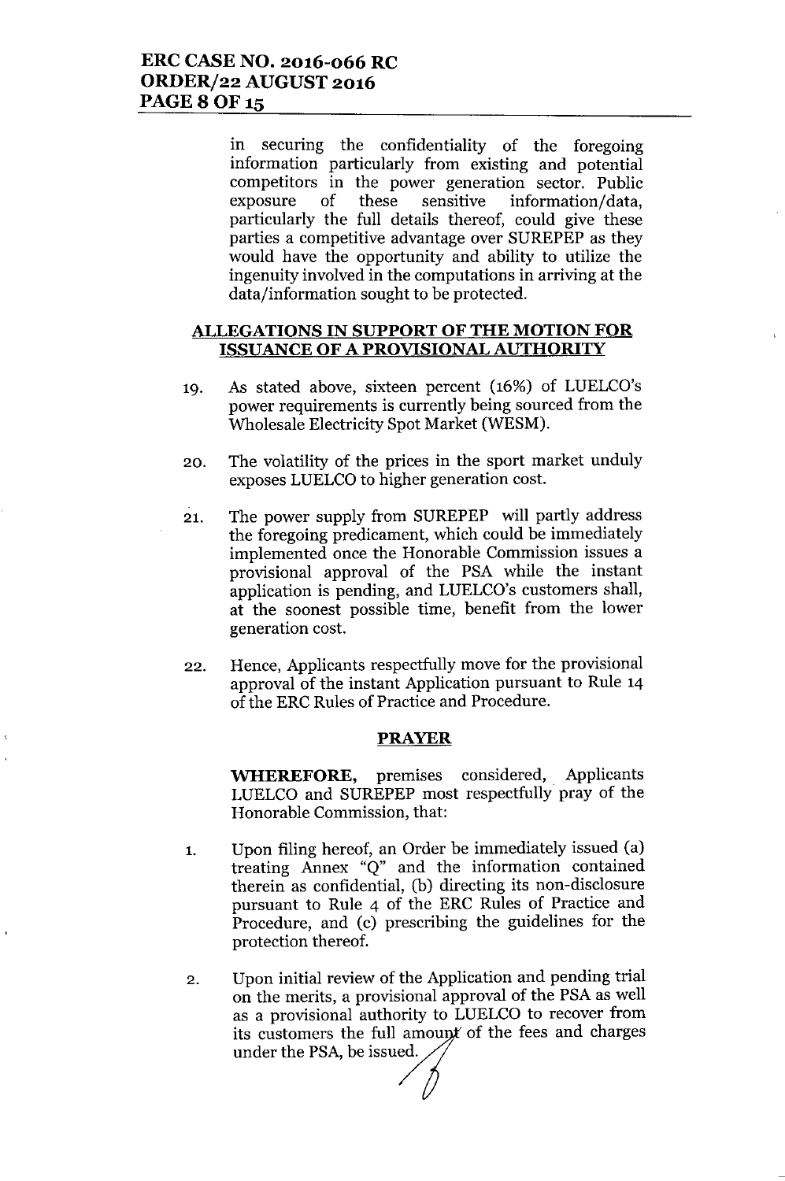in securing the confidentiality of the foregoing information particularly from existing and potential competitors in the power generation sector. Public exposure of these sensitive information/data, particularly the full details thereof, could give these parties a competitive advantage over SUREPEP as they would have the opportunity and ability to utilize the ingenuity involved in the computations in arriving at the data/information sought to be protected.

## ALLEGATIONS IN SUPPORT OF THE MOTION FOR ISSUANCE OF A PROVISIONAL AUTHORITY

19. As stated above, sixteen percent (16%) of LUELCO's power requirements is currently being sourced from the Wholesale Electricity Spot Market (WESM).

20. The volatility of the prices in the sport market unduly exposes LUELCO to higher generation cost.

21. The power supply from SUREPEP will partly address the foregoing predicament, which could be immediately implemented once the Honorable Commission issues a provisional approval of the PSA while the instant application is pending, and LUELCO's customers shall, at the soonest possible time, benefit from the lower generation cost.

22. Hence, Applicants respectfully move for the provisional approval of the instant Application pursuant to Rule 14 of the ERC Rules of Practice and Procedure.

## PRAYER

**WHEREFORE,** premises considered, Applicants LUELCO and SUREPEP most respectfully pray of the Honorable Commission, that:

1. Upon filing hereof, an Order be immediately issued (a) treating Annex "Q" and the information contained therein as confidential, (b) directing its non-disclosure pursuant to Rule 4 of the ERC Rules of Practice and Procedure, and (c) prescribing the guidelines for the protection thereof.

2. Upon initial review of the Application and pending trial on the merits, a provisional approval of the PSA as well as a provisional authority to LUELCO to recover from its customers the full amount of the fees and charges under the PSA, be issued.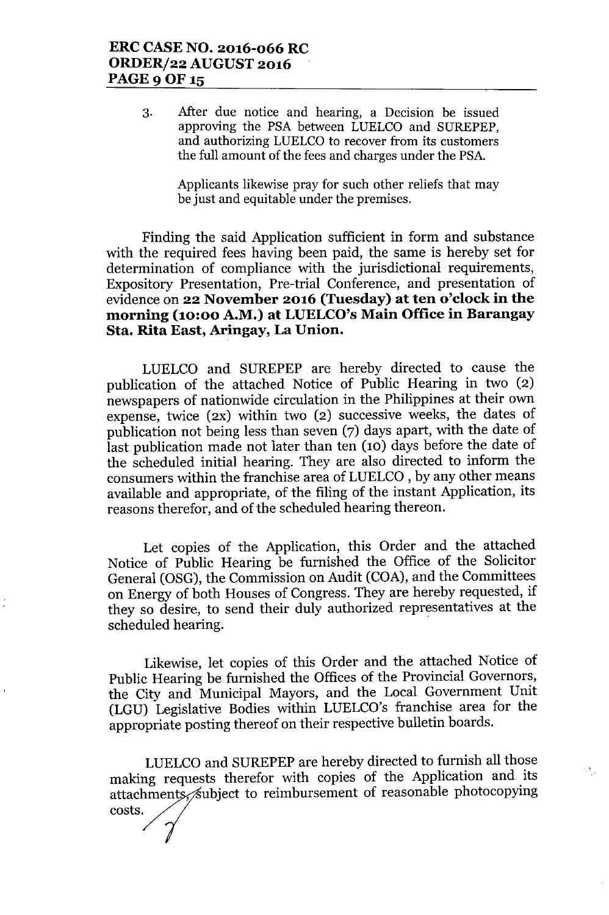3. After due notice and hearing, a Decision be issued approving the PSA between LUELCO and SUREPEP, and authorizing LUELCO to recover from its customers the full amount of the fees and charges under the PSA.

   Applicants likewise pray for such other reliefs that may be just and equitable under the premises.

Finding the said Application sufficient in form and substance with the required fees having been paid, the same is hereby set for determination of compliance with the jurisdictional requirements, Expository Presentation, Pre-trial Conference, and presentation of evidence on **22 November 2016 (Tuesday) at ten o'clock in the morning (10:00 A.M.) at LUELCO's Main Office in Barangay Sta. Rita East, Aringay, La Union.**

LUELCO and SUREPEP are hereby directed to cause the publication of the attached Notice of Public Hearing in two (2) newspapers of nationwide circulation in the Philippines at their own expense, twice (2x) within two (2) successive weeks, the dates of publication not being less than seven (7) days apart, with the date of last publication made not later than ten (10) days before the date of the scheduled initial hearing. They are also directed to inform the consumers within the franchise area of LUELCO , by any other means available and appropriate, of the filing of the instant Application, its reasons therefor, and of the scheduled hearing thereon.

Let copies of the Application, this Order and the attached Notice of Public Hearing be furnished the Office of the Solicitor General (OSG), the Commission on Audit (COA), and the Committees on Energy of both Houses of Congress. They are hereby requested, if they so desire, to send their duly authorized representatives at the scheduled hearing.

Likewise, let copies of this Order and the attached Notice of Public Hearing be furnished the Offices of the Provincial Governors, the City and Municipal Mayors, and the Local Government Unit (LGU) Legislative Bodies within LUELCO's franchise area for the appropriate posting thereof on their respective bulletin boards.

LUELCO and SUREPEP are hereby directed to furnish all those making requests therefor with copies of the Application and its attachments, subject to reimbursement of reasonable photocopying costs.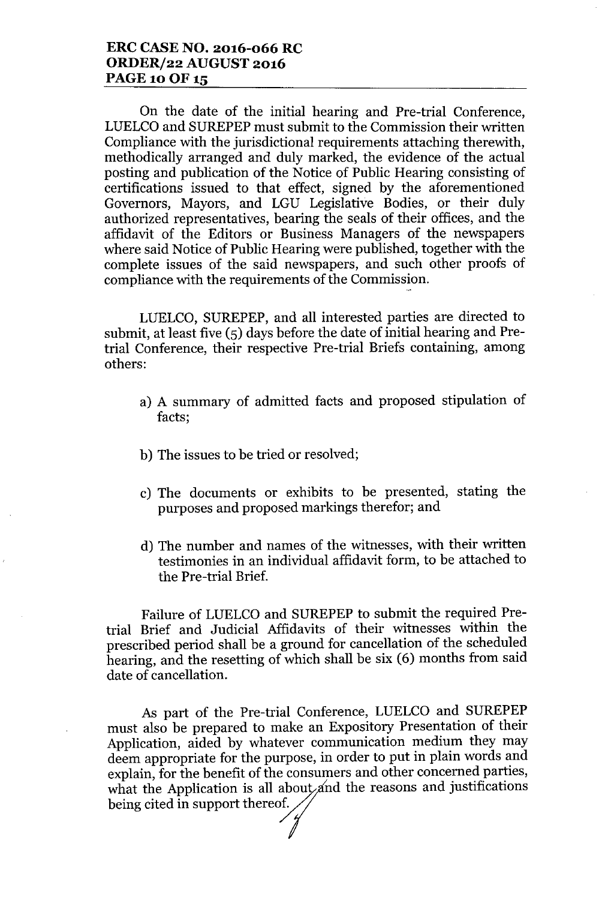On the date of the initial hearing and Pre-trial Conference, LUELCO and SUREPEP must submit to the Commission their written Compliance with the jurisdictional requirements attaching therewith, methodically arranged and duly marked, the evidence of the actual posting and publication of the Notice of Public Hearing consisting of certifications issued to that effect, signed by the aforementioned Governors, Mayors, and LGU Legislative Bodies, or their duly authorized representatives, bearing the seals of their offices, and the affidavit of the Editors or Business Managers of the newspapers where said Notice of Public Hearing were published, together with the complete issues of the said newspapers, and such other proofs of compliance with the requirements of the Commission.

LUELCO, SUREPEP, and all interested parties are directed to submit, at least five (5) days before the date of initial hearing and Pre-trial Conference, their respective Pre-trial Briefs containing, among others:

a) A summary of admitted facts and proposed stipulation of facts;

b) The issues to be tried or resolved;

c) The documents or exhibits to be presented, stating the purposes and proposed markings therefor; and

d) The number and names of the witnesses, with their written testimonies in an individual affidavit form, to be attached to the Pre-trial Brief.

Failure of LUELCO and SUREPEP to submit the required Pre-trial Brief and Judicial Affidavits of their witnesses within the prescribed period shall be a ground for cancellation of the scheduled hearing, and the resetting of which shall be six (6) months from said date of cancellation.

As part of the Pre-trial Conference, LUELCO and SUREPEP must also be prepared to make an Expository Presentation of their Application, aided by whatever communication medium they may deem appropriate for the purpose, in order to put in plain words and explain, for the benefit of the consumers and other concerned parties, what the Application is all about and the reasons and justifications being cited in support thereof.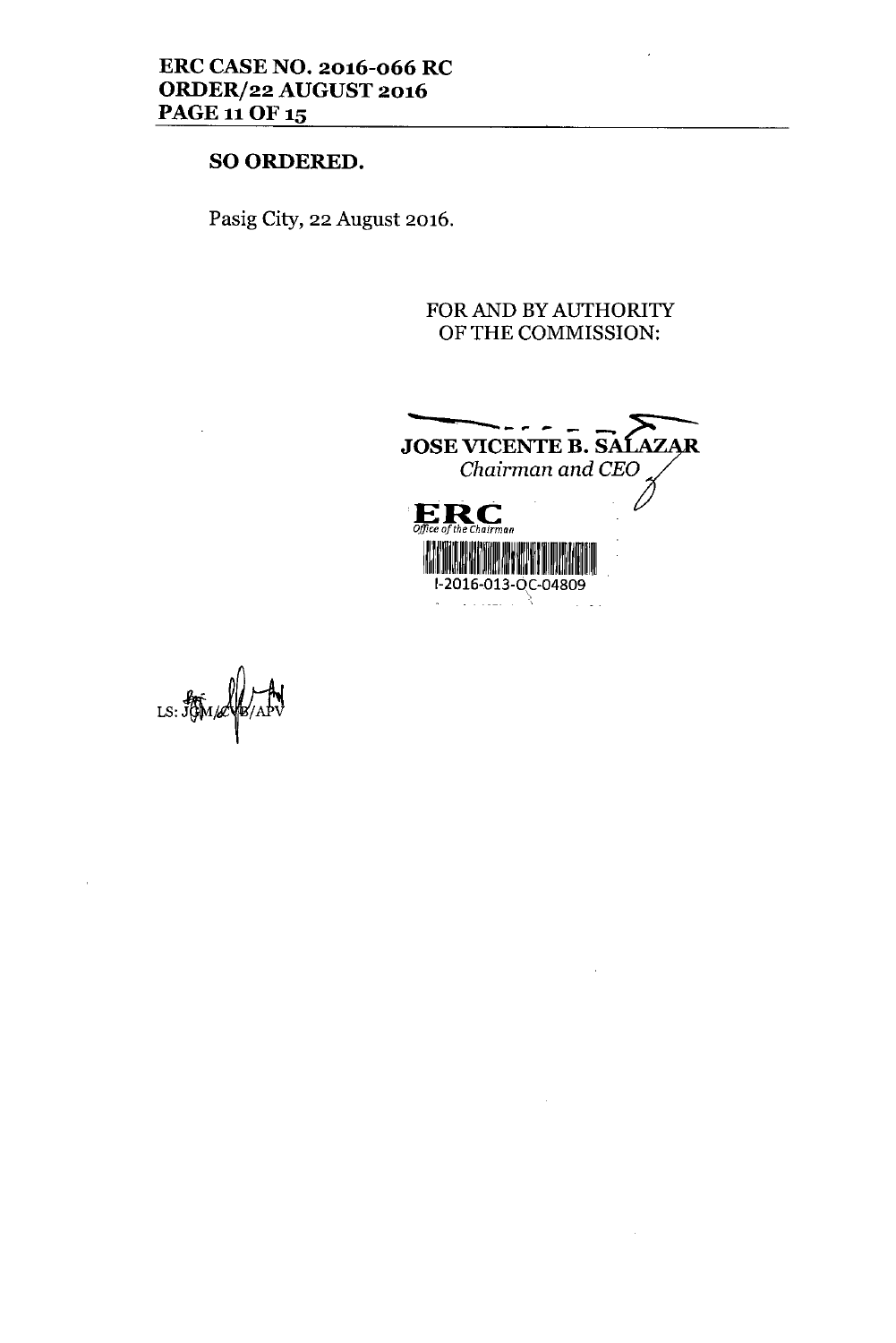**SO ORDERED.**

Pasig City, 22 August 2016.

FOR AND BY AUTHORITY
OF THE COMMISSION:

**JOSE VICENTE B. SALAZAR**
*Chairman and CEO*

**ERC**
*Office of the Chairman*

I-2016-013-OC-04809

LS: JGM/CVB/APV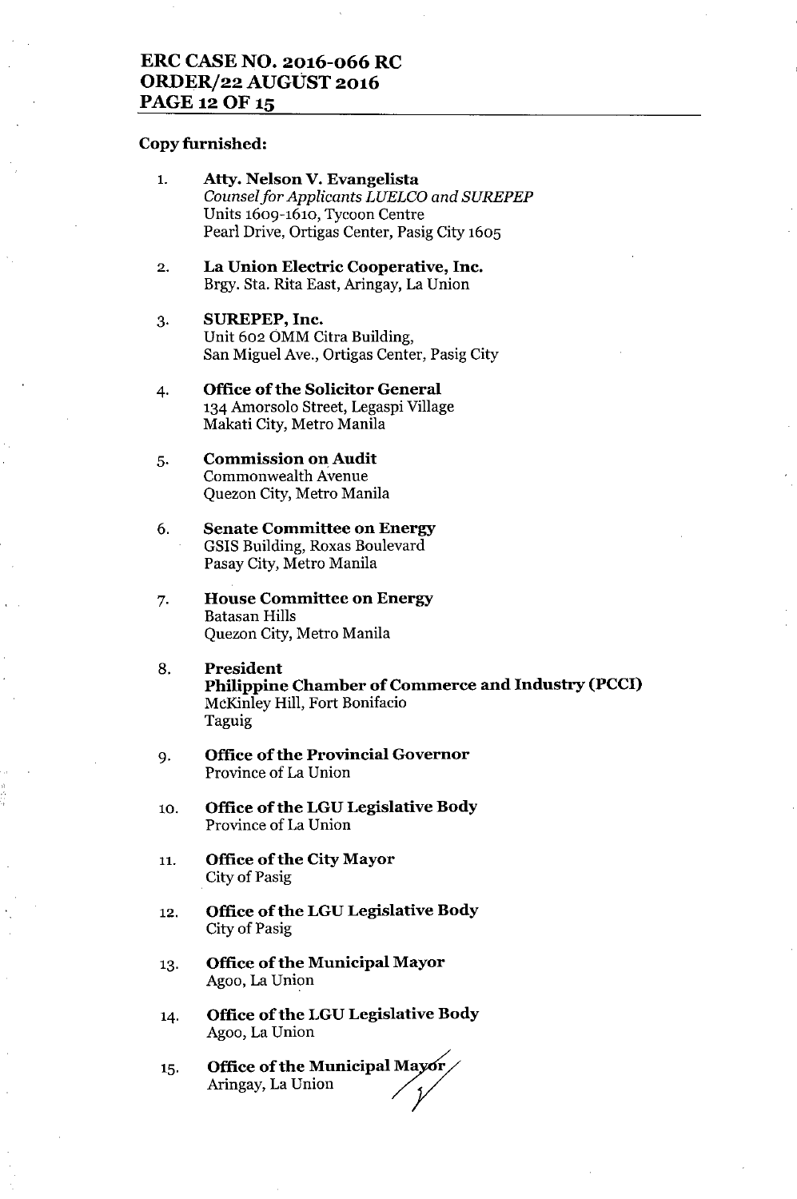**Copy furnished:**

1. **Atty. Nelson V. Evangelista**
   *Counsel for Applicants LUELCO and SUREPEP*
   Units 1609-1610, Tycoon Centre
   Pearl Drive, Ortigas Center, Pasig City 1605

2. **La Union Electric Cooperative, Inc.**
   Brgy. Sta. Rita East, Aringay, La Union

3. **SUREPEP, Inc.**
   Unit 602 OMM Citra Building,
   San Miguel Ave., Ortigas Center, Pasig City

4. **Office of the Solicitor General**
   134 Amorsolo Street, Legaspi Village
   Makati City, Metro Manila

5. **Commission on Audit**
   Commonwealth Avenue
   Quezon City, Metro Manila

6. **Senate Committee on Energy**
   GSIS Building, Roxas Boulevard
   Pasay City, Metro Manila

7. **House Committee on Energy**
   Batasan Hills
   Quezon City, Metro Manila

8. **President**
   **Philippine Chamber of Commerce and Industry (PCCI)**
   McKinley Hill, Fort Bonifacio
   Taguig

9. **Office of the Provincial Governor**
   Province of La Union

10. **Office of the LGU Legislative Body**
    Province of La Union

11. **Office of the City Mayor**
    City of Pasig

12. **Office of the LGU Legislative Body**
    City of Pasig

13. **Office of the Municipal Mayor**
    Agoo, La Union

14. **Office of the LGU Legislative Body**
    Agoo, La Union

15. **Office of the Municipal Mayor**
    Aringay, La Union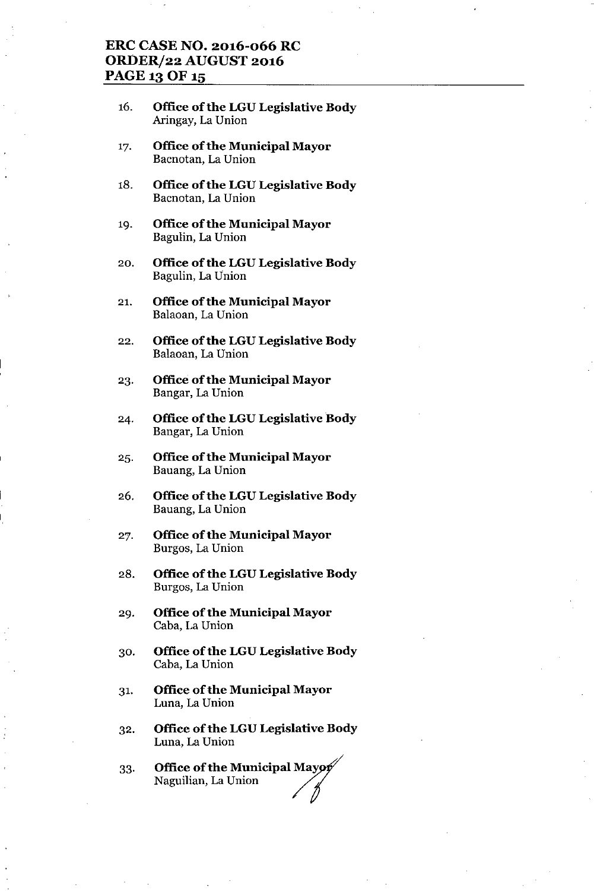16. **Office of the LGU Legislative Body**
    Aringay, La Union

17. **Office of the Municipal Mayor**
    Bacnotan, La Union

18. **Office of the LGU Legislative Body**
    Bacnotan, La Union

19. **Office of the Municipal Mayor**
    Bagulin, La Union

20. **Office of the LGU Legislative Body**
    Bagulin, La Union

21. **Office of the Municipal Mayor**
    Balaoan, La Union

22. **Office of the LGU Legislative Body**
    Balaoan, La Union

23. **Office of the Municipal Mayor**
    Bangar, La Union

24. **Office of the LGU Legislative Body**
    Bangar, La Union

25. **Office of the Municipal Mayor**
    Bauang, La Union

26. **Office of the LGU Legislative Body**
    Bauang, La Union

27. **Office of the Municipal Mayor**
    Burgos, La Union

28. **Office of the LGU Legislative Body**
    Burgos, La Union

29. **Office of the Municipal Mayor**
    Caba, La Union

30. **Office of the LGU Legislative Body**
    Caba, La Union

31. **Office of the Municipal Mayor**
    Luna, La Union

32. **Office of the LGU Legislative Body**
    Luna, La Union

33. **Office of the Municipal Mayor**
    Naguilian, La Union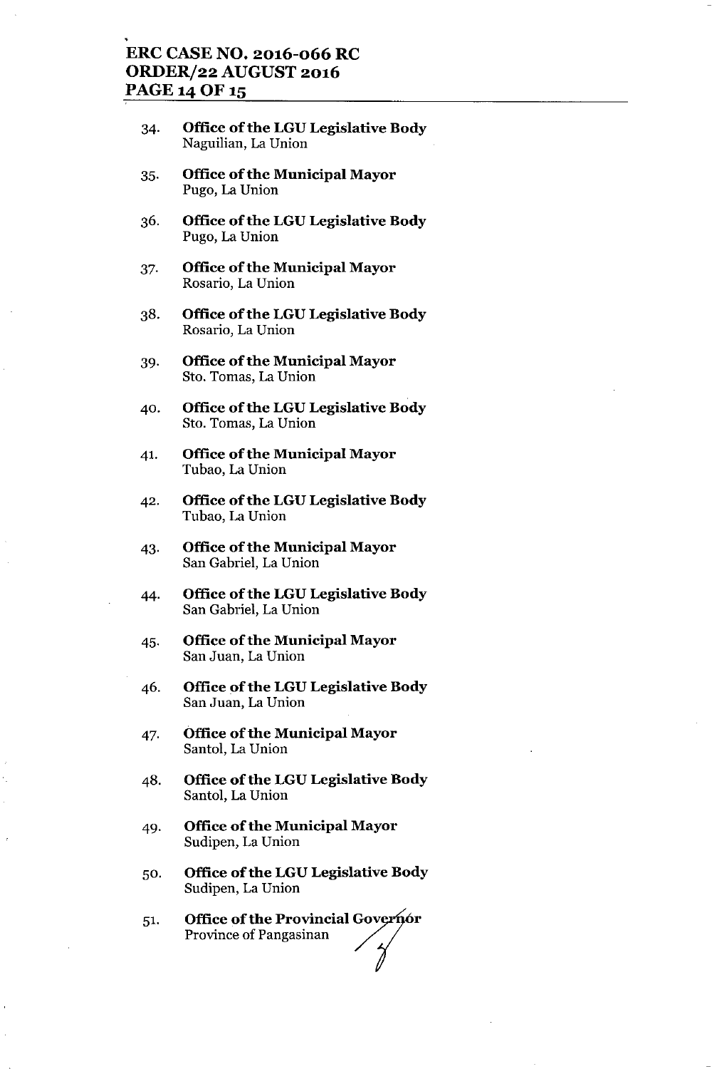34. **Office of the LGU Legislative Body**
    Naguilian, La Union

35. **Office of the Municipal Mayor**
    Pugo, La Union

36. **Office of the LGU Legislative Body**
    Pugo, La Union

37. **Office of the Municipal Mayor**
    Rosario, La Union

38. **Office of the LGU Legislative Body**
    Rosario, La Union

39. **Office of the Municipal Mayor**
    Sto. Tomas, La Union

40. **Office of the LGU Legislative Body**
    Sto. Tomas, La Union

41. **Office of the Municipal Mayor**
    Tubao, La Union

42. **Office of the LGU Legislative Body**
    Tubao, La Union

43. **Office of the Municipal Mayor**
    San Gabriel, La Union

44. **Office of the LGU Legislative Body**
    San Gabriel, La Union

45. **Office of the Municipal Mayor**
    San Juan, La Union

46. **Office of the LGU Legislative Body**
    San Juan, La Union

47. **Office of the Municipal Mayor**
    Santol, La Union

48. **Office of the LGU Legislative Body**
    Santol, La Union

49. **Office of the Municipal Mayor**
    Sudipen, La Union

50. **Office of the LGU Legislative Body**
    Sudipen, La Union

51. **Office of the Provincial Governor**
    Province of Pangasinan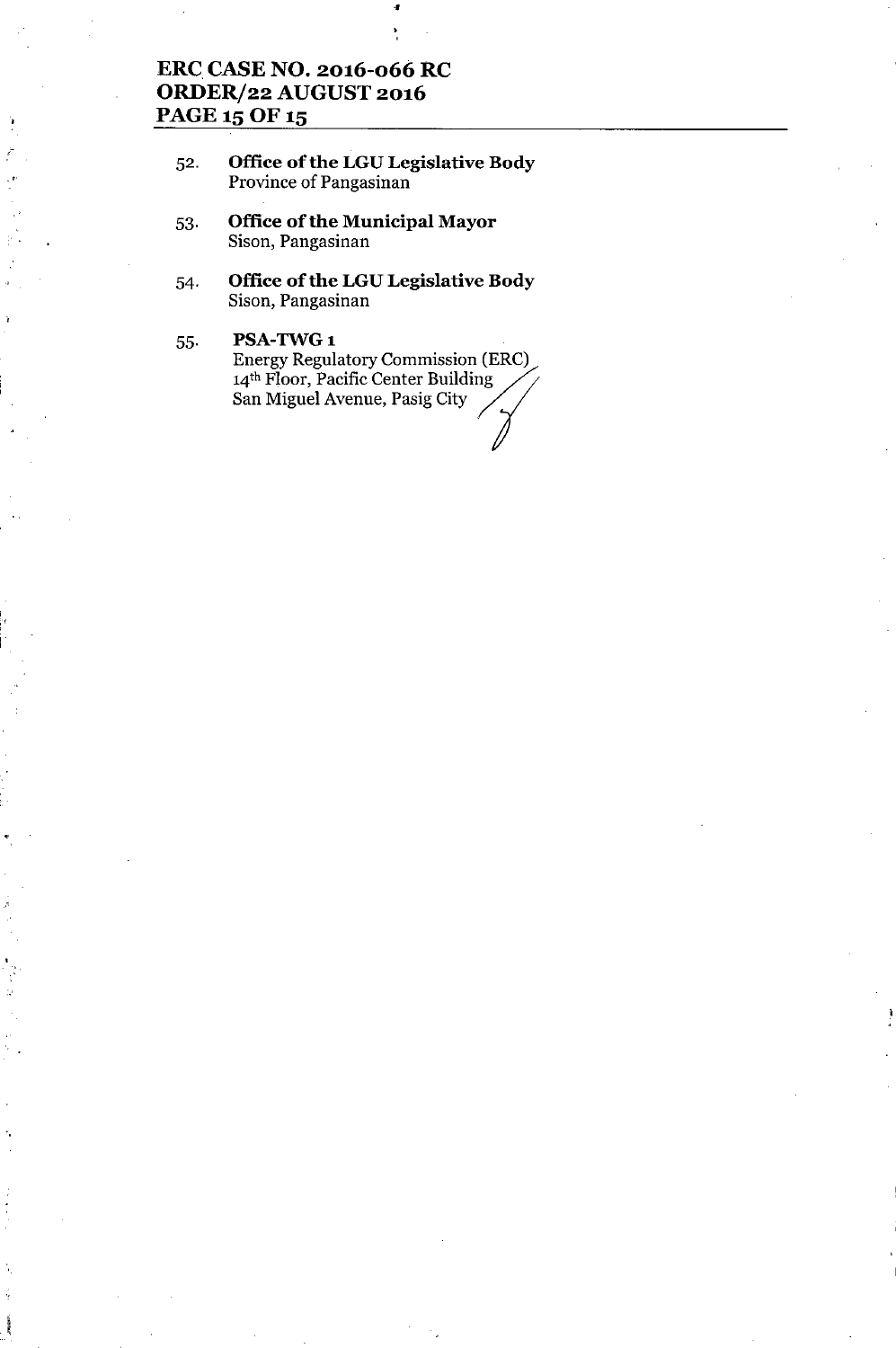52. **Office of the LGU Legislative Body**
    Province of Pangasinan

53. **Office of the Municipal Mayor**
    Sison, Pangasinan

54. **Office of the LGU Legislative Body**
    Sison, Pangasinan

55. **PSA-TWG 1**
    Energy Regulatory Commission (ERC)
    14th Floor, Pacific Center Building
    San Miguel Avenue, Pasig City